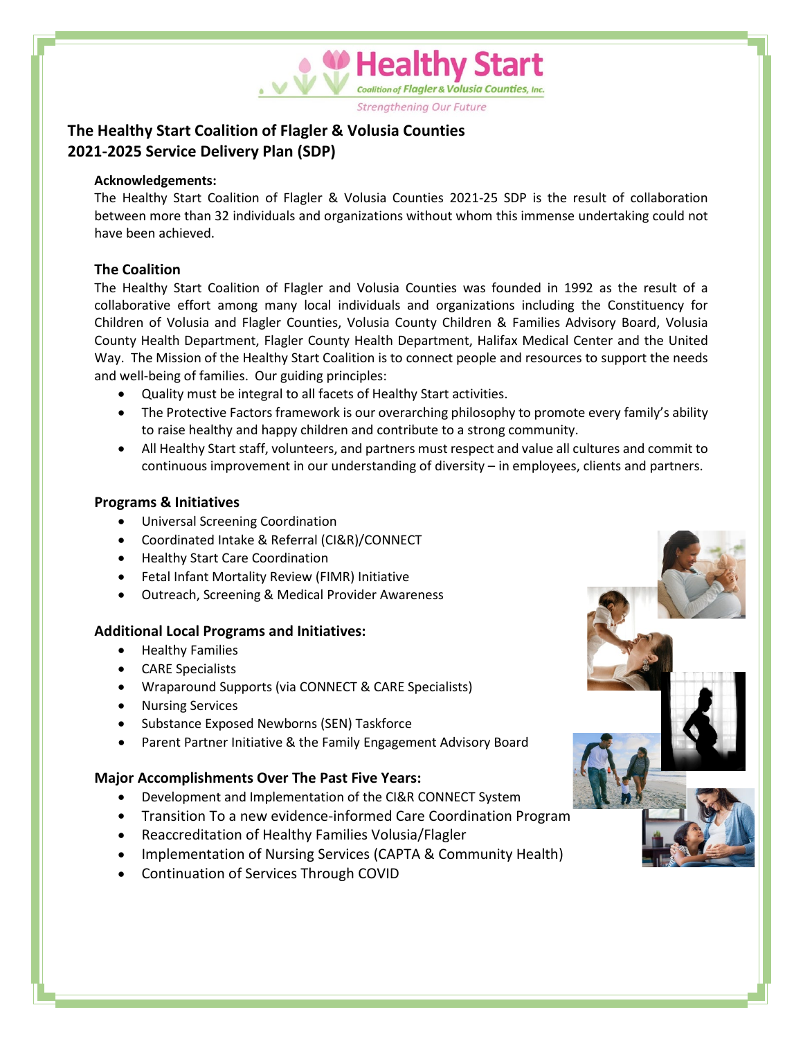Healthy Start

Coalition of Flagler & Volusia Counties, Inc.

*Strengthening Our Future*

# The Healthy Start Coalition of Flagler & Volusia Counties 2021-2025 Service Delivery Plan (SDP)

**Acknowledgements:**

The Healthy Start Coalition of Flagler & Volusia Counties 2021-25 SDP is the result of collaboration between more than 32 individuals and organizations without whom this immense undertaking could not have been achieved.

## The Coalition

The Healthy Start Coalition of Flagler and Volusia Counties was founded in 1992 as the result of a collaborative effort among many local individuals and organizations including the Constituency for Children of Volusia and Flagler Counties, Volusia County Children & Families Advisory Board, Volusia County Health Department, Flagler County Health Department, Halifax Medical Center and the United Way. The Mission of the Healthy Start Coalition is to connect people and resources to support the needs and well-being of families. Our guiding principles:

- Quality must be integral to all facets of Healthy Start activities.
- The Protective Factors framework is our overarching philosophy to promote every family's ability to raise healthy and happy children and contribute to a strong community.
- All Healthy Start staff, volunteers, and partners must respect and value all cultures and commit to continuous improvement in our understanding of diversity – in employees, clients and partners.

## Programs & Initiatives

- Universal Screening Coordination
- Coordinated Intake & Referral (CI&R)/CONNECT
- Healthy Start Care Coordination
- Fetal Infant Mortality Review (FIMR) Initiative
- Outreach, Screening & Medical Provider Awareness

## Additional Local Programs and Initiatives:

- Healthy Families
- CARE Specialists
- Wraparound Supports (via CONNECT & CARE Specialists)
- Nursing Services
- Substance Exposed Newborns (SEN) Taskforce
- Parent Partner Initiative & the Family Engagement Advisory Board

## Major Accomplishments Over The Past Five Years:

- Development and Implementation of the CI&R CONNECT System
- Transition To a new evidence-informed Care Coordination Program
- Reaccreditation of Healthy Families Volusia/Flagler
- Implementation of Nursing Services (CAPTA & Community Health)
- Continuation of Services Through COVID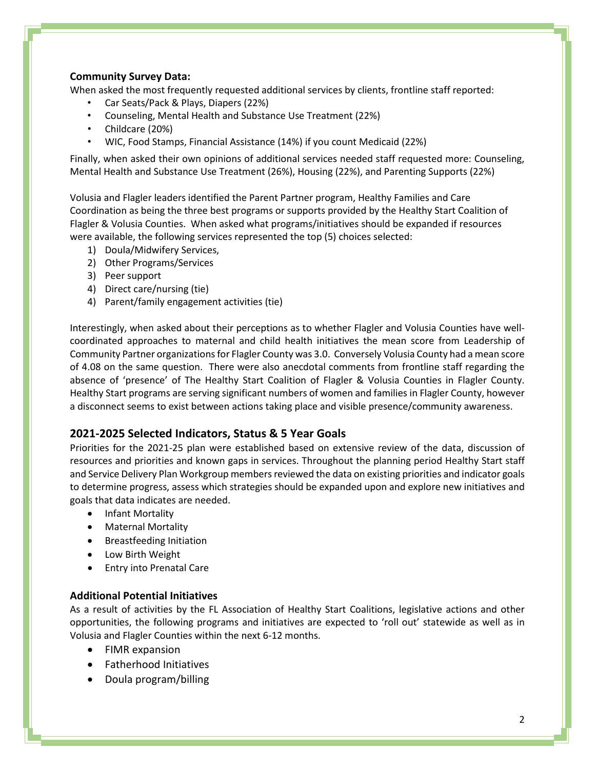### Community Survey Data:

When asked the most frequently requested additional services by clients, frontline staff reported:

- Car Seats/Pack & Plays, Diapers (22%)
- Counseling, Mental Health and Substance Use Treatment (22%)
- Childcare (20%)
- WIC, Food Stamps, Financial Assistance (14%) if you count Medicaid (22%)

Finally, when asked their own opinions of additional services needed staff requested more: Counseling, Mental Health and Substance Use Treatment (26%), Housing (22%), and Parenting Supports (22%)

Volusia and Flagler leaders identified the Parent Partner program, Healthy Families and Care Coordination as being the three best programs or supports provided by the Healthy Start Coalition of Flagler & Volusia Counties. When asked what programs/initiatives should be expanded if resources were available, the following services represented the top (5) choices selected:

1) Doula/Midwifery Services,
2) Other Programs/Services
3) Peer support
4) Direct care/nursing (tie)
4) Parent/family engagement activities (tie)

Interestingly, when asked about their perceptions as to whether Flagler and Volusia Counties have well-coordinated approaches to maternal and child health initiatives the mean score from Leadership of Community Partner organizations for Flagler County was 3.0. Conversely Volusia County had a mean score of 4.08 on the same question. There were also anecdotal comments from frontline staff regarding the absence of 'presence' of The Healthy Start Coalition of Flagler & Volusia Counties in Flagler County. Healthy Start programs are serving significant numbers of women and families in Flagler County, however a disconnect seems to exist between actions taking place and visible presence/community awareness.

## 2021-2025 Selected Indicators, Status & 5 Year Goals

Priorities for the 2021-25 plan were established based on extensive review of the data, discussion of resources and priorities and known gaps in services. Throughout the planning period Healthy Start staff and Service Delivery Plan Workgroup members reviewed the data on existing priorities and indicator goals to determine progress, assess which strategies should be expanded upon and explore new initiatives and goals that data indicates are needed.

- Infant Mortality
- Maternal Mortality
- Breastfeeding Initiation
- Low Birth Weight
- Entry into Prenatal Care

### Additional Potential Initiatives

As a result of activities by the FL Association of Healthy Start Coalitions, legislative actions and other opportunities, the following programs and initiatives are expected to 'roll out' statewide as well as in Volusia and Flagler Counties within the next 6-12 months.

- FIMR expansion
- Fatherhood Initiatives
- Doula program/billing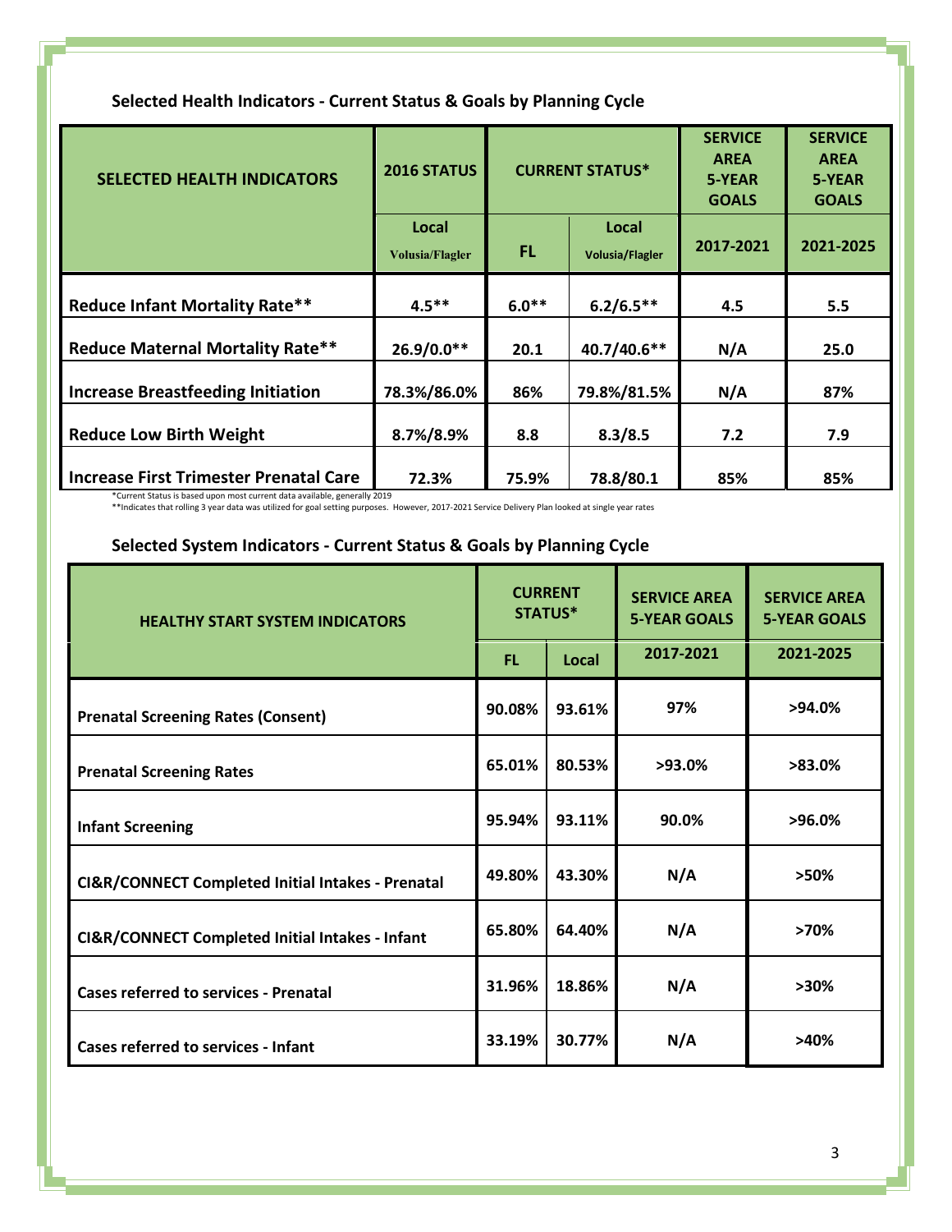### Selected Health Indicators - Current Status & Goals by Planning Cycle

| SELECTED HEALTH INDICATORS | 2016 STATUS | CURRENT STATUS* | | SERVICE AREA 5-YEAR GOALS | SERVICE AREA 5-YEAR GOALS |
|---|---|---|---|---|---|
| | Local Volusia/Flagler | FL | Local Volusia/Flagler | 2017-2021 | 2021-2025 |
| **Reduce Infant Mortality Rate\*\*** | 4.5** | 6.0** | 6.2/6.5** | 4.5 | 5.5 |
| **Reduce Maternal Mortality Rate\*\*** | 26.9/0.0** | 20.1 | 40.7/40.6** | N/A | 25.0 |
| **Increase Breastfeeding Initiation** | 78.3%/86.0% | 86% | 79.8%/81.5% | N/A | 87% |
| **Reduce Low Birth Weight** | 8.7%/8.9% | 8.8 | 8.3/8.5 | 7.2 | 7.9 |
| **Increase First Trimester Prenatal Care** | 72.3% | 75.9% | 78.8/80.1 | 85% | 85% |

*Current Status is based upon most current data available, generally 2019

**Indicates that rolling 3 year data was utilized for goal setting purposes. However, 2017-2021 Service Delivery Plan looked at single year rates

### Selected System Indicators - Current Status & Goals by Planning Cycle

| HEALTHY START SYSTEM INDICATORS | CURRENT STATUS* | | SERVICE AREA 5-YEAR GOALS | SERVICE AREA 5-YEAR GOALS |
|---|---|---|---|---|
| | FL | Local | 2017-2021 | 2021-2025 |
| **Prenatal Screening Rates (Consent)** | 90.08% | 93.61% | 97% | >94.0% |
| **Prenatal Screening Rates** | 65.01% | 80.53% | >93.0% | >83.0% |
| **Infant Screening** | 95.94% | 93.11% | 90.0% | >96.0% |
| **CI&R/CONNECT Completed Initial Intakes - Prenatal** | 49.80% | 43.30% | N/A | >50% |
| **CI&R/CONNECT Completed Initial Intakes - Infant** | 65.80% | 64.40% | N/A | >70% |
| **Cases referred to services - Prenatal** | 31.96% | 18.86% | N/A | >30% |
| **Cases referred to services - Infant** | 33.19% | 30.77% | N/A | >40% |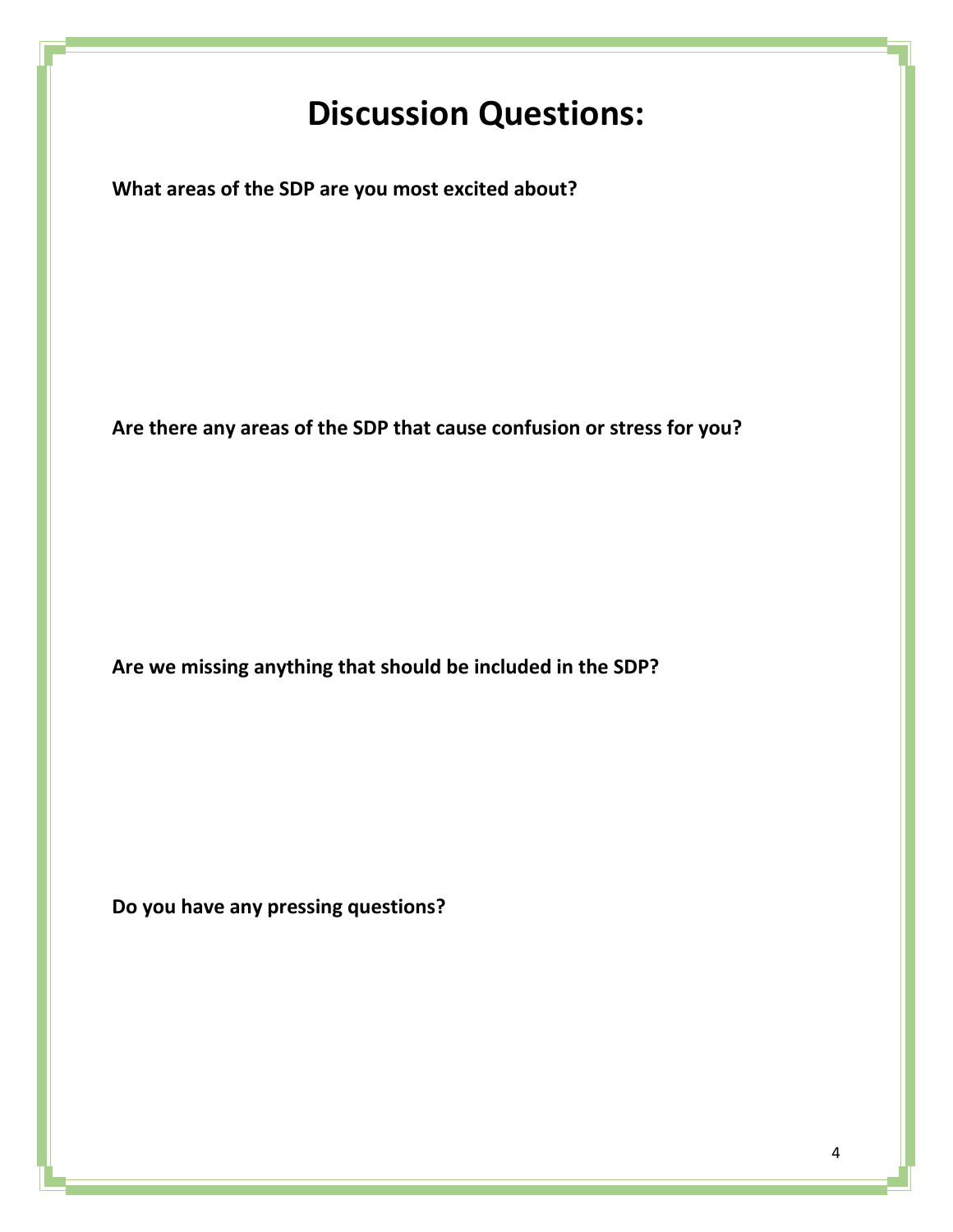# Discussion Questions:

**What areas of the SDP are you most excited about?**

**Are there any areas of the SDP that cause confusion or stress for you?**

**Are we missing anything that should be included in the SDP?**

**Do you have any pressing questions?**